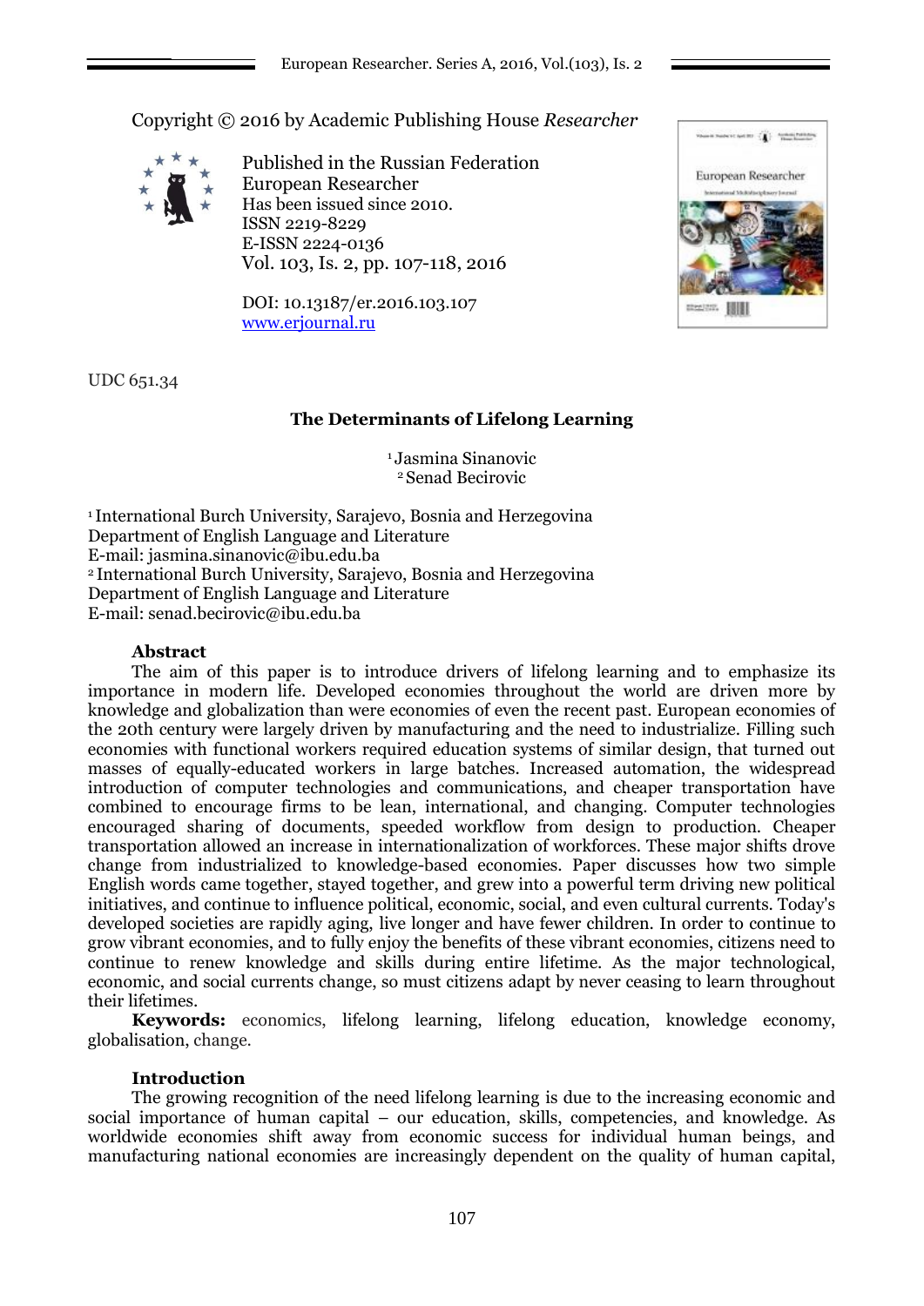Copyright © 2016 by Academic Publishing House *Researcher*

Published in the Russian Federation
European Researcher
Has been issued since 2010.
ISSN 2219-8229
E-ISSN 2224-0136
Vol. 103, Is. 2, pp. 107-118, 2016

DOI: 10.13187/er.2016.103.107
www.erjournal.ru

UDC 651.34

# The Determinants of Lifelong Learning

[1] Jasmina Sinanovic
[2] Senad Becirovic

[1] International Burch University, Sarajevo, Bosnia and Herzegovina
Department of English Language and Literature
E-mail: jasmina.sinanovic@ibu.edu.ba
[2] International Burch University, Sarajevo, Bosnia and Herzegovina
Department of English Language and Literature
E-mail: senad.becirovic@ibu.edu.ba

## Abstract

The aim of this paper is to introduce drivers of lifelong learning and to emphasize its importance in modern life. Developed economies throughout the world are driven more by knowledge and globalization than were economies of even the recent past. European economies of the 20th century were largely driven by manufacturing and the need to industrialize. Filling such economies with functional workers required education systems of similar design, that turned out masses of equally-educated workers in large batches. Increased automation, the widespread introduction of computer technologies and communications, and cheaper transportation have combined to encourage firms to be lean, international, and changing. Computer technologies encouraged sharing of documents, speeded workflow from design to production. Cheaper transportation allowed an increase in internationalization of workforces. These major shifts drove change from industrialized to knowledge-based economies. Paper discusses how two simple English words came together, stayed together, and grew into a powerful term driving new political initiatives, and continue to influence political, economic, social, and even cultural currents. Today's developed societies are rapidly aging, live longer and have fewer children. In order to continue to grow vibrant economies, and to fully enjoy the benefits of these vibrant economies, citizens need to continue to renew knowledge and skills during entire lifetime. As the major technological, economic, and social currents change, so must citizens adapt by never ceasing to learn throughout their lifetimes.

**Keywords:** economics, lifelong learning, lifelong education, knowledge economy, globalisation, change.

## Introduction

The growing recognition of the need lifelong learning is due to the increasing economic and social importance of human capital – our education, skills, competencies, and knowledge. As worldwide economies shift away from economic success for individual human beings, and manufacturing national economies are increasingly dependent on the quality of human capital,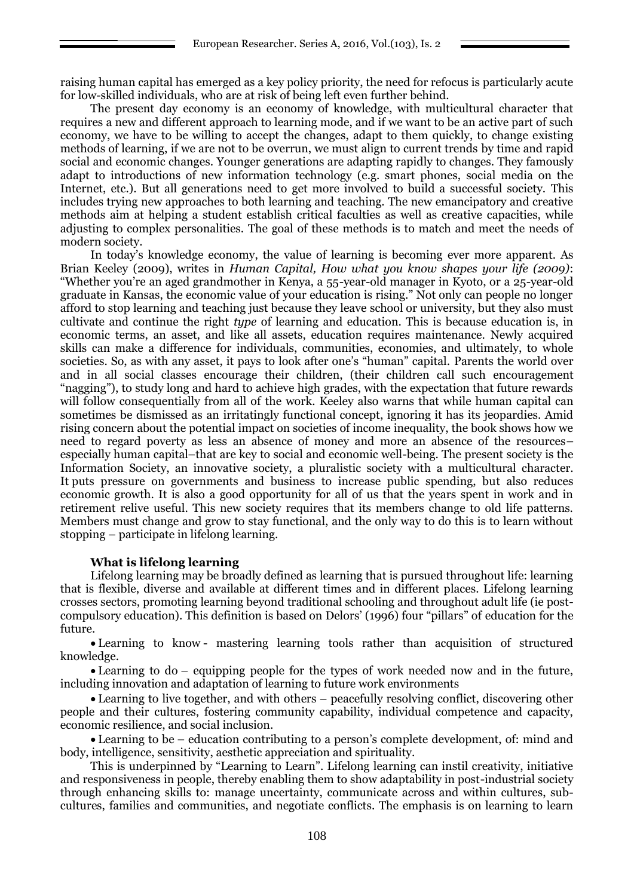raising human capital has emerged as a key policy priority, the need for refocus is particularly acute for low-skilled individuals, who are at risk of being left even further behind.

The present day economy is an economy of knowledge, with multicultural character that requires a new and different approach to learning mode, and if we want to be an active part of such economy, we have to be willing to accept the changes, adapt to them quickly, to change existing methods of learning, if we are not to be overrun, we must align to current trends by time and rapid social and economic changes. Younger generations are adapting rapidly to changes. They famously adapt to introductions of new information technology (e.g. smart phones, social media on the Internet, etc.). But all generations need to get more involved to build a successful society. This includes trying new approaches to both learning and teaching. The new emancipatory and creative methods aim at helping a student establish critical faculties as well as creative capacities, while adjusting to complex personalities. The goal of these methods is to match and meet the needs of modern society.

In today's knowledge economy, the value of learning is becoming ever more apparent. As Brian Keeley (2009), writes in *Human Capital, How what you know shapes your life (2009)*: "Whether you're an aged grandmother in Kenya, a 55-year-old manager in Kyoto, or a 25-year-old graduate in Kansas, the economic value of your education is rising." Not only can people no longer afford to stop learning and teaching just because they leave school or university, but they also must cultivate and continue the right *type* of learning and education. This is because education is, in economic terms, an asset, and like all assets, education requires maintenance. Newly acquired skills can make a difference for individuals, communities, economies, and ultimately, to whole societies. So, as with any asset, it pays to look after one's "human" capital. Parents the world over and in all social classes encourage their children, (their children call such encouragement "nagging"), to study long and hard to achieve high grades, with the expectation that future rewards will follow consequentially from all of the work. Keeley also warns that while human capital can sometimes be dismissed as an irritatingly functional concept, ignoring it has its jeopardies. Amid rising concern about the potential impact on societies of income inequality, the book shows how we need to regard poverty as less an absence of money and more an absence of the resources– especially human capital–that are key to social and economic well-being. The present society is the Information Society, an innovative society, a pluralistic society with a multicultural character. It puts pressure on governments and business to increase public spending, but also reduces economic growth. It is also a good opportunity for all of us that the years spent in work and in retirement relive useful. This new society requires that its members change to old life patterns. Members must change and grow to stay functional, and the only way to do this is to learn without stopping – participate in lifelong learning.

**What is lifelong learning**

Lifelong learning may be broadly defined as learning that is pursued throughout life: learning that is flexible, diverse and available at different times and in different places. Lifelong learning crosses sectors, promoting learning beyond traditional schooling and throughout adult life (ie post-compulsory education). This definition is based on Delors' (1996) four "pillars" of education for the future.

- Learning to know - mastering learning tools rather than acquisition of structured knowledge.
- Learning to do – equipping people for the types of work needed now and in the future, including innovation and adaptation of learning to future work environments
- Learning to live together, and with others – peacefully resolving conflict, discovering other people and their cultures, fostering community capability, individual competence and capacity, economic resilience, and social inclusion.
- Learning to be – education contributing to a person's complete development, of: mind and body, intelligence, sensitivity, aesthetic appreciation and spirituality.

This is underpinned by "Learning to Learn". Lifelong learning can instil creativity, initiative and responsiveness in people, thereby enabling them to show adaptability in post-industrial society through enhancing skills to: manage uncertainty, communicate across and within cultures, sub-cultures, families and communities, and negotiate conflicts. The emphasis is on learning to learn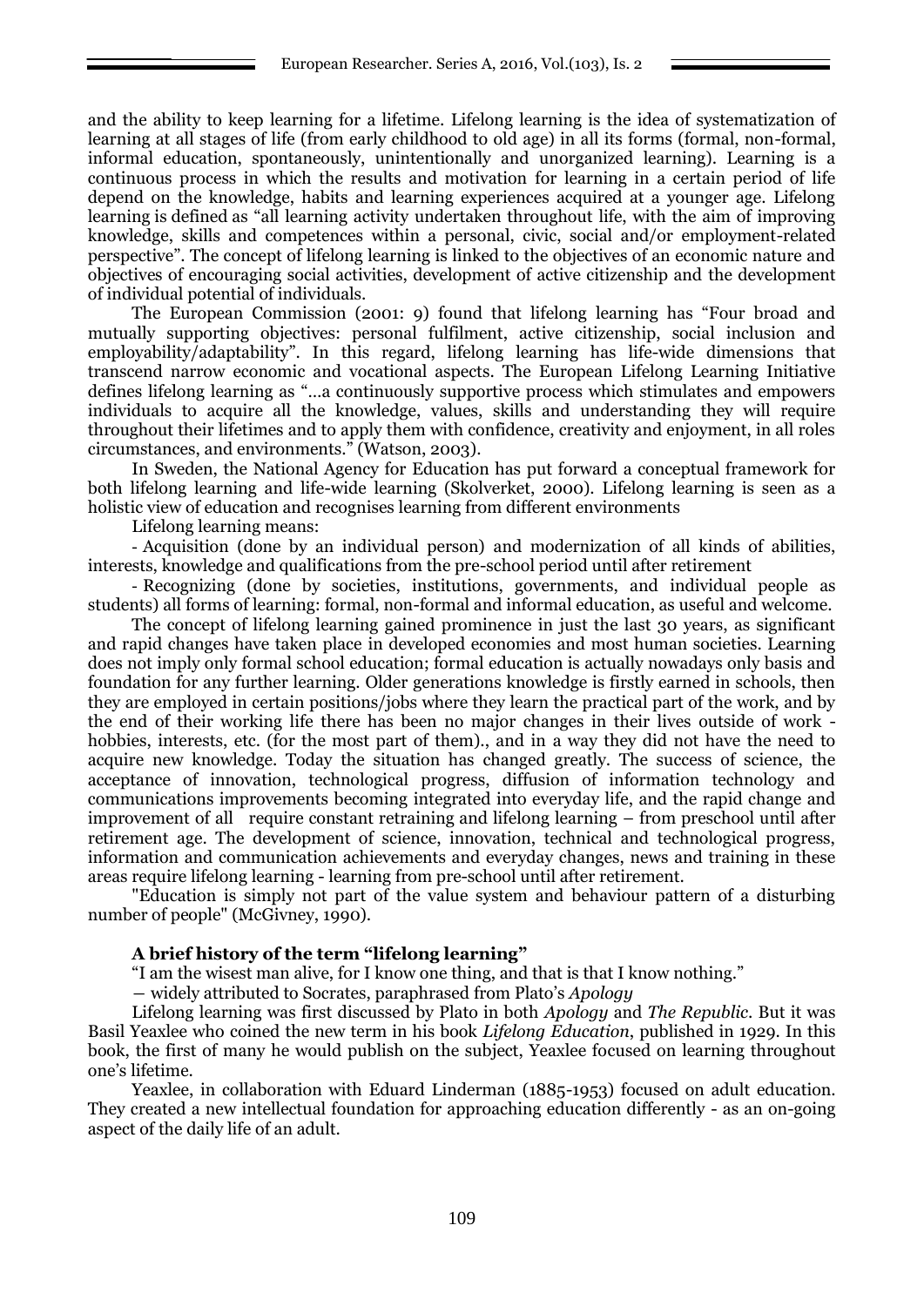and the ability to keep learning for a lifetime. Lifelong learning is the idea of systematization of learning at all stages of life (from early childhood to old age) in all its forms (formal, non-formal, informal education, spontaneously, unintentionally and unorganized learning). Learning is a continuous process in which the results and motivation for learning in a certain period of life depend on the knowledge, habits and learning experiences acquired at a younger age. Lifelong learning is defined as "all learning activity undertaken throughout life, with the aim of improving knowledge, skills and competences within a personal, civic, social and/or employment-related perspective". The concept of lifelong learning is linked to the objectives of an economic nature and objectives of encouraging social activities, development of active citizenship and the development of individual potential of individuals.

The European Commission (2001: 9) found that lifelong learning has "Four broad and mutually supporting objectives: personal fulfilment, active citizenship, social inclusion and employability/adaptability". In this regard, lifelong learning has life-wide dimensions that transcend narrow economic and vocational aspects. The European Lifelong Learning Initiative defines lifelong learning as "…a continuously supportive process which stimulates and empowers individuals to acquire all the knowledge, values, skills and understanding they will require throughout their lifetimes and to apply them with confidence, creativity and enjoyment, in all roles circumstances, and environments." (Watson, 2003).

In Sweden, the National Agency for Education has put forward a conceptual framework for both lifelong learning and life-wide learning (Skolverket, 2000). Lifelong learning is seen as a holistic view of education and recognises learning from different environments

Lifelong learning means:

- Acquisition (done by an individual person) and modernization of all kinds of abilities, interests, knowledge and qualifications from the pre-school period until after retirement
- Recognizing (done by societies, institutions, governments, and individual people as students) all forms of learning: formal, non-formal and informal education, as useful and welcome.

The concept of lifelong learning gained prominence in just the last 30 years, as significant and rapid changes have taken place in developed economies and most human societies. Learning does not imply only formal school education; formal education is actually nowadays only basis and foundation for any further learning. Older generations knowledge is firstly earned in schools, then they are employed in certain positions/jobs where they learn the practical part of the work, and by the end of their working life there has been no major changes in their lives outside of work - hobbies, interests, etc. (for the most part of them)., and in a way they did not have the need to acquire new knowledge. Today the situation has changed greatly. The success of science, the acceptance of innovation, technological progress, diffusion of information technology and communications improvements becoming integrated into everyday life, and the rapid change and improvement of all require constant retraining and lifelong learning – from preschool until after retirement age. The development of science, innovation, technical and technological progress, information and communication achievements and everyday changes, news and training in these areas require lifelong learning - learning from pre-school until after retirement.

"Education is simply not part of the value system and behaviour pattern of a disturbing number of people" (McGivney, 1990).

### A brief history of the term "lifelong learning"

"I am the wisest man alive, for I know one thing, and that is that I know nothing."

— widely attributed to Socrates, paraphrased from Plato's *Apology*

Lifelong learning was first discussed by Plato in both *Apology* and *The Republic*. But it was Basil Yeaxlee who coined the new term in his book *Lifelong Education*, published in 1929. In this book, the first of many he would publish on the subject, Yeaxlee focused on learning throughout one's lifetime.

Yeaxlee, in collaboration with Eduard Linderman (1885-1953) focused on adult education. They created a new intellectual foundation for approaching education differently - as an on-going aspect of the daily life of an adult.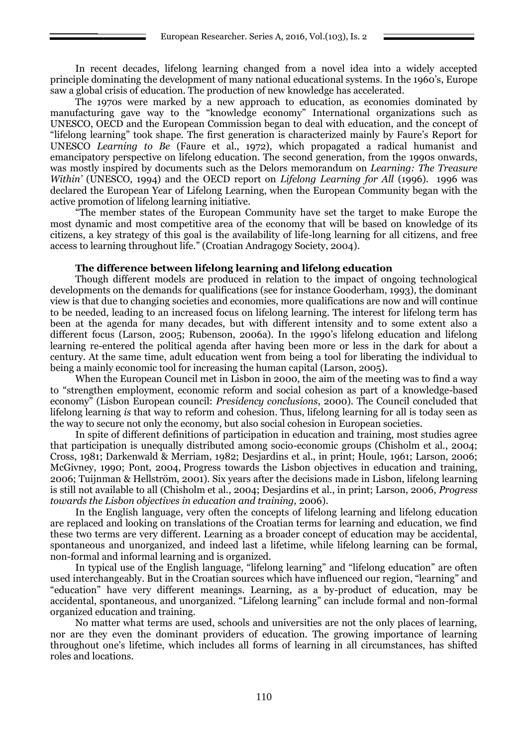In recent decades, lifelong learning changed from a novel idea into a widely accepted principle dominating the development of many national educational systems. In the 1960's, Europe saw a global crisis of education. The production of new knowledge has accelerated.

The 1970s were marked by a new approach to education, as economies dominated by manufacturing gave way to the "knowledge economy" International organizations such as UNESCO, OECD and the European Commission began to deal with education, and the concept of "lifelong learning" took shape. The first generation is characterized mainly by Faure's Report for UNESCO *Learning to Be* (Faure et al., 1972), which propagated a radical humanist and emancipatory perspective on lifelong education. The second generation, from the 1990s onwards, was mostly inspired by documents such as the Delors memorandum on *Learning: The Treasure Within'* (UNESCO, 1994) and the OECD report on *Lifelong Learning for All* (1996). 1996 was declared the European Year of Lifelong Learning, when the European Community began with the active promotion of lifelong learning initiative.

"The member states of the European Community have set the target to make Europe the most dynamic and most competitive area of the economy that will be based on knowledge of its citizens, a key strategy of this goal is the availability of life-long learning for all citizens, and free access to learning throughout life." (Croatian Andragogy Society, 2004).

**The difference between lifelong learning and lifelong education**

Though different models are produced in relation to the impact of ongoing technological developments on the demands for qualifications (see for instance Gooderham, 1993), the dominant view is that due to changing societies and economies, more qualifications are now and will continue to be needed, leading to an increased focus on lifelong learning. The interest for lifelong term has been at the agenda for many decades, but with different intensity and to some extent also a different focus (Larson, 2005; Rubenson, 2006a). In the 1990's lifelong education and lifelong learning re-entered the political agenda after having been more or less in the dark for about a century. At the same time, adult education went from being a tool for liberating the individual to being a mainly economic tool for increasing the human capital (Larson, 2005).

When the European Council met in Lisbon in 2000, the aim of the meeting was to find a way to "strengthen employment, economic reform and social cohesion as part of a knowledge-based economy" (Lisbon European council: *Presidency conclusions*, 2000). The Council concluded that lifelong learning *is* that way to reform and cohesion. Thus, lifelong learning for all is today seen as the way to secure not only the economy, but also social cohesion in European societies.

In spite of different definitions of participation in education and training, most studies agree that participation is unequally distributed among socio-economic groups (Chisholm et al., 2004; Cross, 1981; Darkenwald & Merriam, 1982; Desjardins et al., in print; Houle, 1961; Larson, 2006; McGivney, 1990; Pont, 2004, Progress towards the Lisbon objectives in education and training, 2006; Tuijnman & Hellström, 2001). Six years after the decisions made in Lisbon, lifelong learning is still not available to all (Chisholm et al., 2004; Desjardins et al., in print; Larson, 2006, *Progress towards the Lisbon objectives in education and training,* 2006).

In the English language, very often the concepts of lifelong learning and lifelong education are replaced and looking on translations of the Croatian terms for learning and education, we find these two terms are very different. Learning as a broader concept of education may be accidental, spontaneous and unorganized, and indeed last a lifetime, while lifelong learning can be formal, non-formal and informal learning and is organized.

In typical use of the English language, "lifelong learning" and "lifelong education" are often used interchangeably. But in the Croatian sources which have influenced our region, "learning" and "education" have very different meanings. Learning, as a by-product of education, may be accidental, spontaneous, and unorganized. "Lifelong learning" can include formal and non-formal organized education and training.

No matter what terms are used, schools and universities are not the only places of learning, nor are they even the dominant providers of education. The growing importance of learning throughout one's lifetime, which includes all forms of learning in all circumstances, has shifted roles and locations.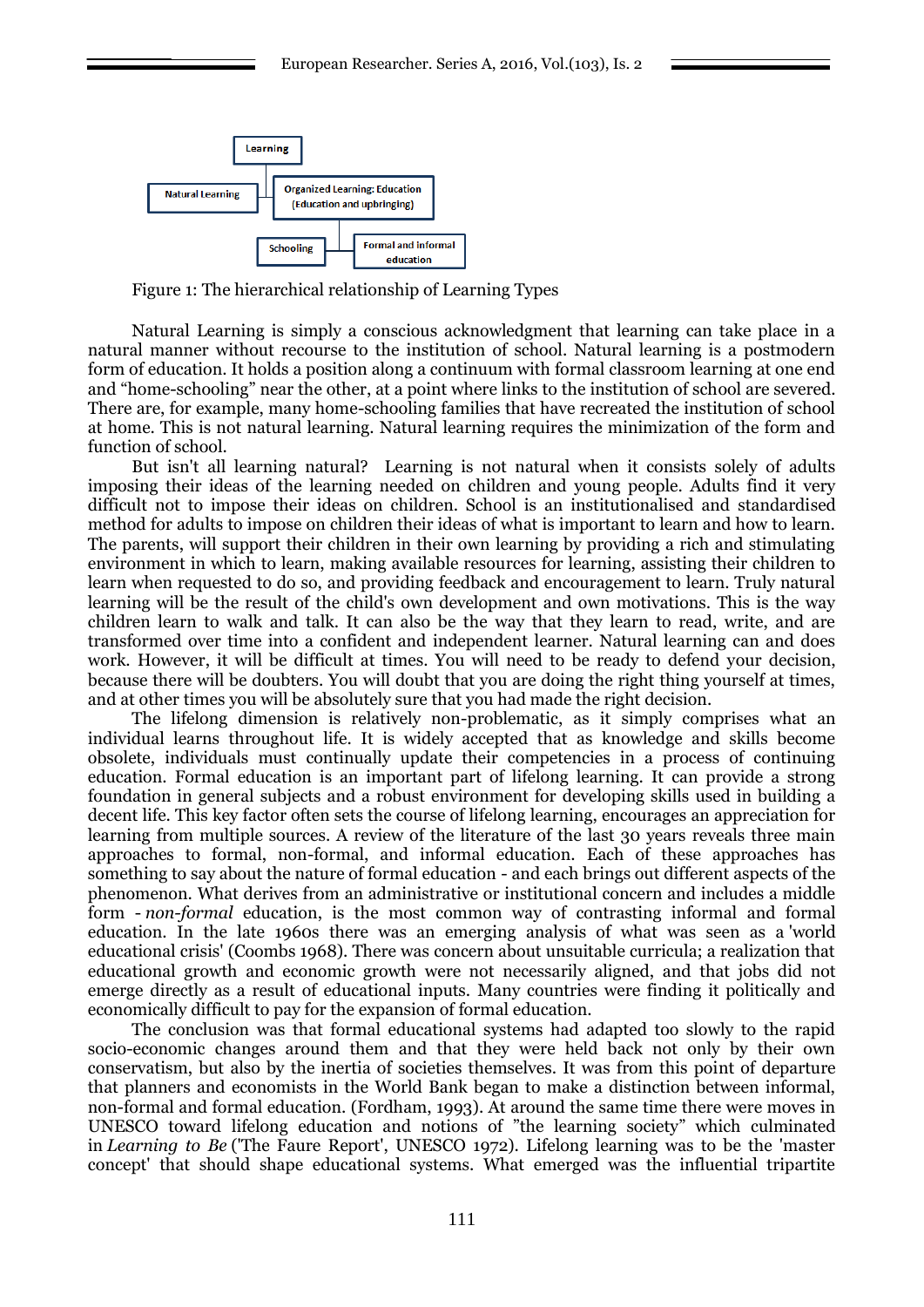Figure 1: The hierarchical relationship of Learning Types

Natural Learning is simply a conscious acknowledgment that learning can take place in a natural manner without recourse to the institution of school. Natural learning is a postmodern form of education. It holds a position along a continuum with formal classroom learning at one end and "home-schooling" near the other, at a point where links to the institution of school are severed. There are, for example, many home-schooling families that have recreated the institution of school at home. This is not natural learning. Natural learning requires the minimization of the form and function of school.

But isn't all learning natural? Learning is not natural when it consists solely of adults imposing their ideas of the learning needed on children and young people. Adults find it very difficult not to impose their ideas on children. School is an institutionalised and standardised method for adults to impose on children their ideas of what is important to learn and how to learn. The parents, will support their children in their own learning by providing a rich and stimulating environment in which to learn, making available resources for learning, assisting their children to learn when requested to do so, and providing feedback and encouragement to learn. Truly natural learning will be the result of the child's own development and own motivations. This is the way children learn to walk and talk. It can also be the way that they learn to read, write, and are transformed over time into a confident and independent learner. Natural learning can and does work. However, it will be difficult at times. You will need to be ready to defend your decision, because there will be doubters. You will doubt that you are doing the right thing yourself at times, and at other times you will be absolutely sure that you had made the right decision.

The lifelong dimension is relatively non-problematic, as it simply comprises what an individual learns throughout life. It is widely accepted that as knowledge and skills become obsolete, individuals must continually update their competencies in a process of continuing education. Formal education is an important part of lifelong learning. It can provide a strong foundation in general subjects and a robust environment for developing skills used in building a decent life. This key factor often sets the course of lifelong learning, encourages an appreciation for learning from multiple sources. A review of the literature of the last 30 years reveals three main approaches to formal, non-formal, and informal education. Each of these approaches has something to say about the nature of formal education - and each brings out different aspects of the phenomenon. What derives from an administrative or institutional concern and includes a middle form - *non-formal* education, is the most common way of contrasting informal and formal education. In the late 1960s there was an emerging analysis of what was seen as a 'world educational crisis' (Coombs 1968). There was concern about unsuitable curricula; a realization that educational growth and economic growth were not necessarily aligned, and that jobs did not emerge directly as a result of educational inputs. Many countries were finding it politically and economically difficult to pay for the expansion of formal education.

The conclusion was that formal educational systems had adapted too slowly to the rapid socio-economic changes around them and that they were held back not only by their own conservatism, but also by the inertia of societies themselves. It was from this point of departure that planners and economists in the World Bank began to make a distinction between informal, non-formal and formal education. (Fordham, 1993). At around the same time there were moves in UNESCO toward lifelong education and notions of "the learning society" which culminated in *Learning to Be* ('The Faure Report', UNESCO 1972). Lifelong learning was to be the 'master concept' that should shape educational systems. What emerged was the influential tripartite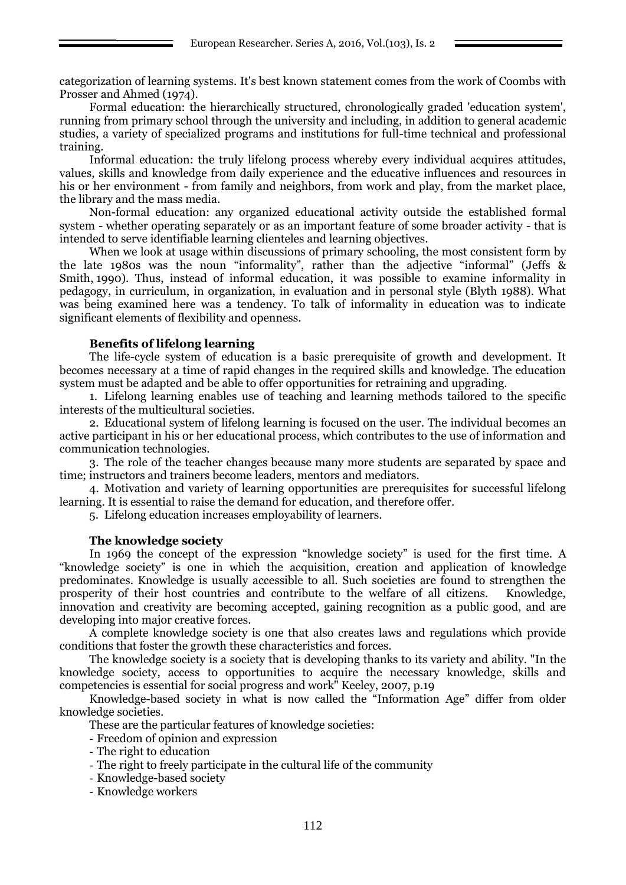categorization of learning systems. It's best known statement comes from the work of Coombs with Prosser and Ahmed (1974).

Formal education: the hierarchically structured, chronologically graded 'education system', running from primary school through the university and including, in addition to general academic studies, a variety of specialized programs and institutions for full-time technical and professional training.

Informal education: the truly lifelong process whereby every individual acquires attitudes, values, skills and knowledge from daily experience and the educative influences and resources in his or her environment - from family and neighbors, from work and play, from the market place, the library and the mass media.

Non-formal education: any organized educational activity outside the established formal system - whether operating separately or as an important feature of some broader activity - that is intended to serve identifiable learning clienteles and learning objectives.

When we look at usage within discussions of primary schooling, the most consistent form by the late 1980s was the noun "informality", rather than the adjective "informal" (Jeffs & Smith, 1990). Thus, instead of informal education, it was possible to examine informality in pedagogy, in curriculum, in organization, in evaluation and in personal style (Blyth 1988). What was being examined here was a tendency. To talk of informality in education was to indicate significant elements of flexibility and openness.

**Benefits of lifelong learning**

The life-cycle system of education is a basic prerequisite of growth and development. It becomes necessary at a time of rapid changes in the required skills and knowledge. The education system must be adapted and be able to offer opportunities for retraining and upgrading.

1. Lifelong learning enables use of teaching and learning methods tailored to the specific interests of the multicultural societies.
2. Educational system of lifelong learning is focused on the user. The individual becomes an active participant in his or her educational process, which contributes to the use of information and communication technologies.
3. The role of the teacher changes because many more students are separated by space and time; instructors and trainers become leaders, mentors and mediators.
4. Motivation and variety of learning opportunities are prerequisites for successful lifelong learning. It is essential to raise the demand for education, and therefore offer.
5. Lifelong education increases employability of learners.

**The knowledge society**

In 1969 the concept of the expression "knowledge society" is used for the first time. A "knowledge society" is one in which the acquisition, creation and application of knowledge predominates. Knowledge is usually accessible to all. Such societies are found to strengthen the prosperity of their host countries and contribute to the welfare of all citizens. Knowledge, innovation and creativity are becoming accepted, gaining recognition as a public good, and are developing into major creative forces.

A complete knowledge society is one that also creates laws and regulations which provide conditions that foster the growth these characteristics and forces.

The knowledge society is a society that is developing thanks to its variety and ability. "In the knowledge society, access to opportunities to acquire the necessary knowledge, skills and competencies is essential for social progress and work" Keeley, 2007, p.19

Knowledge-based society in what is now called the "Information Age" differ from older knowledge societies.

These are the particular features of knowledge societies:

- Freedom of opinion and expression
- The right to education
- The right to freely participate in the cultural life of the community
- Knowledge-based society
- Knowledge workers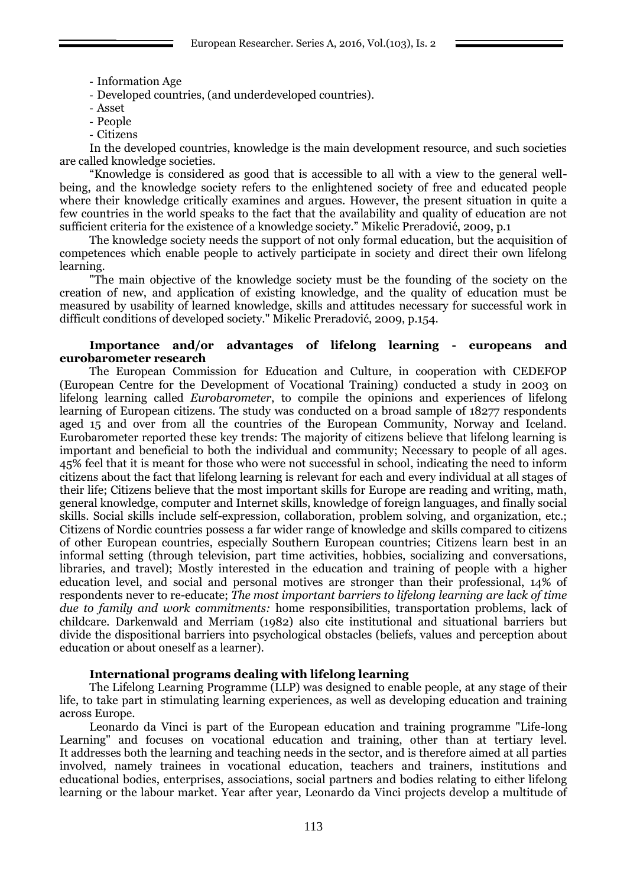- Information Age
- Developed countries, (and underdeveloped countries).
- Asset
- People
- Citizens

In the developed countries, knowledge is the main development resource, and such societies are called knowledge societies.

"Knowledge is considered as good that is accessible to all with a view to the general well-being, and the knowledge society refers to the enlightened society of free and educated people where their knowledge critically examines and argues. However, the present situation in quite a few countries in the world speaks to the fact that the availability and quality of education are not sufficient criteria for the existence of a knowledge society." Mikelic Preradović, 2009, p.1

The knowledge society needs the support of not only formal education, but the acquisition of competences which enable people to actively participate in society and direct their own lifelong learning.

"The main objective of the knowledge society must be the founding of the society on the creation of new, and application of existing knowledge, and the quality of education must be measured by usability of learned knowledge, skills and attitudes necessary for successful work in difficult conditions of developed society." Mikelic Preradović, 2009, p.154.

### Importance and/or advantages of lifelong learning - europeans and eurobarometer research

The European Commission for Education and Culture, in cooperation with CEDEFOP (European Centre for the Development of Vocational Training) conducted a study in 2003 on lifelong learning called *Eurobarometer*, to compile the opinions and experiences of lifelong learning of European citizens. The study was conducted on a broad sample of 18277 respondents aged 15 and over from all the countries of the European Community, Norway and Iceland. Eurobarometer reported these key trends: The majority of citizens believe that lifelong learning is important and beneficial to both the individual and community; Necessary to people of all ages. 45% feel that it is meant for those who were not successful in school, indicating the need to inform citizens about the fact that lifelong learning is relevant for each and every individual at all stages of their life; Citizens believe that the most important skills for Europe are reading and writing, math, general knowledge, computer and Internet skills, knowledge of foreign languages, and finally social skills. Social skills include self-expression, collaboration, problem solving, and organization, etc.; Citizens of Nordic countries possess a far wider range of knowledge and skills compared to citizens of other European countries, especially Southern European countries; Citizens learn best in an informal setting (through television, part time activities, hobbies, socializing and conversations, libraries, and travel); Mostly interested in the education and training of people with a higher education level, and social and personal motives are stronger than their professional, 14% of respondents never to re-educate; *The most important barriers to lifelong learning are lack of time due to family and work commitments:* home responsibilities, transportation problems, lack of childcare. Darkenwald and Merriam (1982) also cite institutional and situational barriers but divide the dispositional barriers into psychological obstacles (beliefs, values and perception about education or about oneself as a learner).

### International programs dealing with lifelong learning

The Lifelong Learning Programme (LLP) was designed to enable people, at any stage of their life, to take part in stimulating learning experiences, as well as developing education and training across Europe.

Leonardo da Vinci is part of the European education and training programme "Life-long Learning" and focuses on vocational education and training, other than at tertiary level. It addresses both the learning and teaching needs in the sector, and is therefore aimed at all parties involved, namely trainees in vocational education, teachers and trainers, institutions and educational bodies, enterprises, associations, social partners and bodies relating to either lifelong learning or the labour market. Year after year, Leonardo da Vinci projects develop a multitude of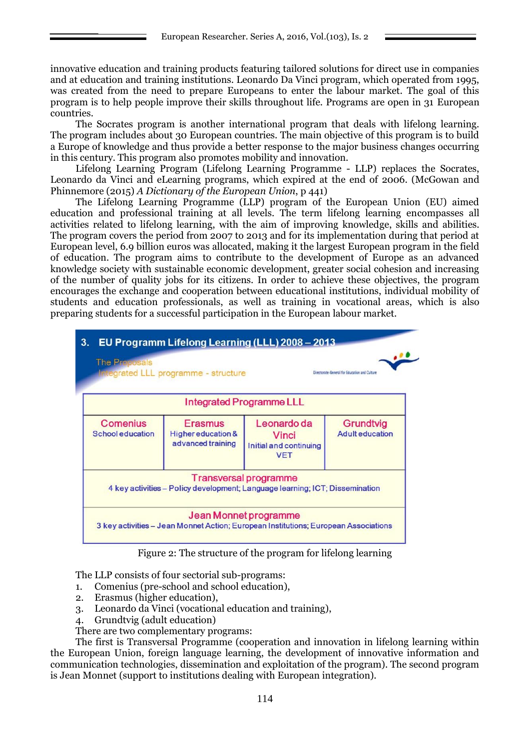innovative education and training products featuring tailored solutions for direct use in companies and at education and training institutions. Leonardo Da Vinci program, which operated from 1995, was created from the need to prepare Europeans to enter the labour market. The goal of this program is to help people improve their skills throughout life. Programs are open in 31 European countries.

The Socrates program is another international program that deals with lifelong learning. The program includes about 30 European countries. The main objective of this program is to build a Europe of knowledge and thus provide a better response to the major business changes occurring in this century. This program also promotes mobility and innovation.

Lifelong Learning Program (Lifelong Learning Programme - LLP) replaces the Socrates, Leonardo da Vinci and eLearning programs, which expired at the end of 2006. (McGowan and Phinnemore (2015) *A Dictionary of the European Union*, p 441)

The Lifelong Learning Programme (LLP) program of the European Union (EU) aimed education and professional training at all levels. The term lifelong learning encompasses all activities related to lifelong learning, with the aim of improving knowledge, skills and abilities. The program covers the period from 2007 to 2013 and for its implementation during that period at European level, 6.9 billion euros was allocated, making it the largest European program in the field of education. The program aims to contribute to the development of Europe as an advanced knowledge society with sustainable economic development, greater social cohesion and increasing of the number of quality jobs for its citizens. In order to achieve these objectives, the program encourages the exchange and cooperation between educational institutions, individual mobility of students and education professionals, as well as training in vocational areas, which is also preparing students for a successful participation in the European labour market.

**3. EU Programm Lifelong Learning (LLL) 2008 – 2013**

The Proposals
Integrated LLL programme - structure

Directorate-General for Education and Culture

| Integrated Programme LLL | | | |
|---|---|---|---|
| Comenius<br>School education | Erasmus<br>Higher education & advanced training | Leonardo da Vinci<br>Initial and continuing VET | Grundtvig<br>Adult education |
| Transversal programme<br>4 key activities – Policy development; Language learning; ICT; Dissemination | | | |
| Jean Monnet programme<br>3 key activities – Jean Monnet Action; European Institutions; European Associations | | | |

Figure 2: The structure of the program for lifelong learning

The LLP consists of four sectorial sub-programs:

1. Comenius (pre-school and school education),
2. Erasmus (higher education),
3. Leonardo da Vinci (vocational education and training),
4. Grundtvig (adult education)

There are two complementary programs:

The first is Transversal Programme (cooperation and innovation in lifelong learning within the European Union, foreign language learning, the development of innovative information and communication technologies, dissemination and exploitation of the program). The second program is Jean Monnet (support to institutions dealing with European integration).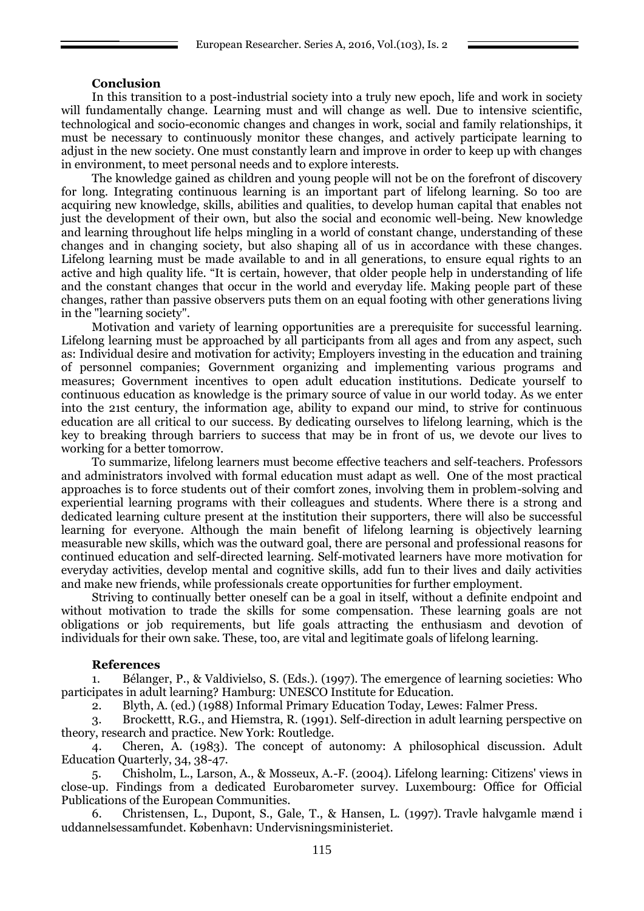**Conclusion**

In this transition to a post-industrial society into a truly new epoch, life and work in society will fundamentally change. Learning must and will change as well. Due to intensive scientific, technological and socio-economic changes and changes in work, social and family relationships, it must be necessary to continuously monitor these changes, and actively participate learning to adjust in the new society. One must constantly learn and improve in order to keep up with changes in environment, to meet personal needs and to explore interests.

The knowledge gained as children and young people will not be on the forefront of discovery for long. Integrating continuous learning is an important part of lifelong learning. So too are acquiring new knowledge, skills, abilities and qualities, to develop human capital that enables not just the development of their own, but also the social and economic well-being. New knowledge and learning throughout life helps mingling in a world of constant change, understanding of these changes and in changing society, but also shaping all of us in accordance with these changes. Lifelong learning must be made available to and in all generations, to ensure equal rights to an active and high quality life. "It is certain, however, that older people help in understanding of life and the constant changes that occur in the world and everyday life. Making people part of these changes, rather than passive observers puts them on an equal footing with other generations living in the "learning society".

Motivation and variety of learning opportunities are a prerequisite for successful learning. Lifelong learning must be approached by all participants from all ages and from any aspect, such as: Individual desire and motivation for activity; Employers investing in the education and training of personnel companies; Government organizing and implementing various programs and measures; Government incentives to open adult education institutions. Dedicate yourself to continuous education as knowledge is the primary source of value in our world today. As we enter into the 21st century, the information age, ability to expand our mind, to strive for continuous education are all critical to our success. By dedicating ourselves to lifelong learning, which is the key to breaking through barriers to success that may be in front of us, we devote our lives to working for a better tomorrow.

To summarize, lifelong learners must become effective teachers and self-teachers. Professors and administrators involved with formal education must adapt as well. One of the most practical approaches is to force students out of their comfort zones, involving them in problem-solving and experiential learning programs with their colleagues and students. Where there is a strong and dedicated learning culture present at the institution their supporters, there will also be successful learning for everyone. Although the main benefit of lifelong learning is objectively learning measurable new skills, which was the outward goal, there are personal and professional reasons for continued education and self-directed learning. Self-motivated learners have more motivation for everyday activities, develop mental and cognitive skills, add fun to their lives and daily activities and make new friends, while professionals create opportunities for further employment.

Striving to continually better oneself can be a goal in itself, without a definite endpoint and without motivation to trade the skills for some compensation. These learning goals are not obligations or job requirements, but life goals attracting the enthusiasm and devotion of individuals for their own sake. These, too, are vital and legitimate goals of lifelong learning.

**References**

1. Bélanger, P., & Valdivielso, S. (Eds.). (1997). The emergence of learning societies: Who participates in adult learning? Hamburg: UNESCO Institute for Education.
2. Blyth, A. (ed.) (1988) Informal Primary Education Today, Lewes: Falmer Press.
3. Brockettt, R.G., and Hiemstra, R. (1991). Self-direction in adult learning perspective on theory, research and practice. New York: Routledge.
4. Cheren, A. (1983). The concept of autonomy: A philosophical discussion. Adult Education Quarterly, 34, 38-47.
5. Chisholm, L., Larson, A., & Mosseux, A.-F. (2004). Lifelong learning: Citizens' views in close-up. Findings from a dedicated Eurobarometer survey. Luxembourg: Office for Official Publications of the European Communities.
6. Christensen, L., Dupont, S., Gale, T., & Hansen, L. (1997). Travle halvgamle mænd i uddannelsessamfundet. København: Undervisningsministeriet.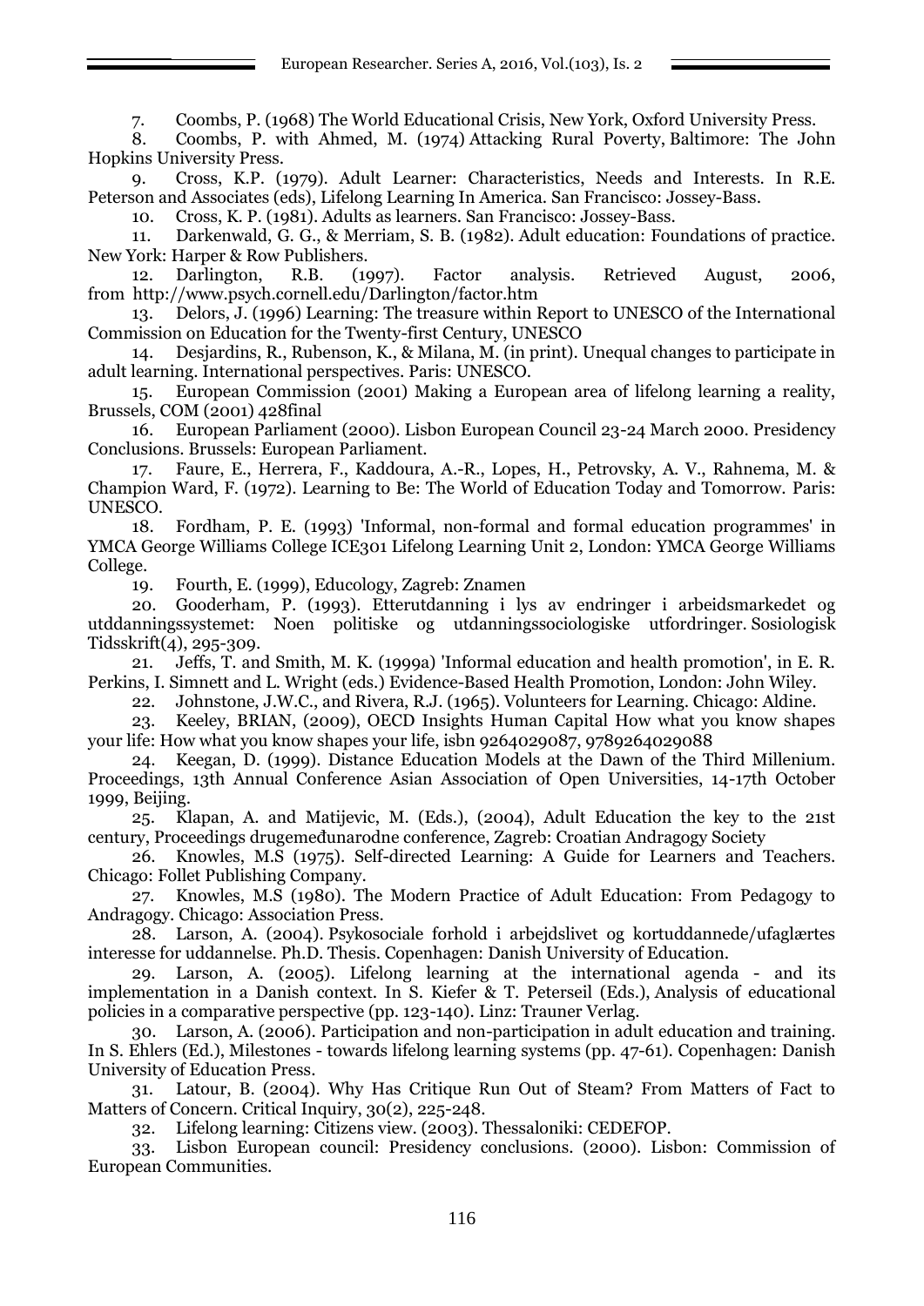7. Coombs, P. (1968) The World Educational Crisis, New York, Oxford University Press.
8. Coombs, P. with Ahmed, M. (1974) Attacking Rural Poverty, Baltimore: The John Hopkins University Press.
9. Cross, K.P. (1979). Adult Learner: Characteristics, Needs and Interests. In R.E. Peterson and Associates (eds), Lifelong Learning In America. San Francisco: Jossey-Bass.
10. Cross, K. P. (1981). Adults as learners. San Francisco: Jossey-Bass.
11. Darkenwald, G. G., & Merriam, S. B. (1982). Adult education: Foundations of practice. New York: Harper & Row Publishers.
12. Darlington, R.B. (1997). Factor analysis. Retrieved August, 2006, from http://www.psych.cornell.edu/Darlington/factor.htm
13. Delors, J. (1996) Learning: The treasure within Report to UNESCO of the International Commission on Education for the Twenty-first Century, UNESCO
14. Desjardins, R., Rubenson, K., & Milana, M. (in print). Unequal changes to participate in adult learning. International perspectives. Paris: UNESCO.
15. European Commission (2001) Making a European area of lifelong learning a reality, Brussels, COM (2001) 428final
16. European Parliament (2000). Lisbon European Council 23-24 March 2000. Presidency Conclusions. Brussels: European Parliament.
17. Faure, E., Herrera, F., Kaddoura, A.-R., Lopes, H., Petrovsky, A. V., Rahnema, M. & Champion Ward, F. (1972). Learning to Be: The World of Education Today and Tomorrow. Paris: UNESCO.
18. Fordham, P. E. (1993) 'Informal, non-formal and formal education programmes' in YMCA George Williams College ICE301 Lifelong Learning Unit 2, London: YMCA George Williams College.
19. Fourth, E. (1999), Educology, Zagreb: Znamen
20. Gooderham, P. (1993). Etterutdanning i lys av endringer i arbeidsmarkedet og utddanningssystemet: Noen politiske og utdanningssociologiske utfordringer. Sosiologisk Tidsskrift(4), 295-309.
21. Jeffs, T. and Smith, M. K. (1999a) 'Informal education and health promotion', in E. R. Perkins, I. Simnett and L. Wright (eds.) Evidence-Based Health Promotion, London: John Wiley.
22. Johnstone, J.W.C., and Rivera, R.J. (1965). Volunteers for Learning. Chicago: Aldine.
23. Keeley, BRIAN, (2009), OECD Insights Human Capital How what you know shapes your life: How what you know shapes your life, isbn 9264029087, 9789264029088
24. Keegan, D. (1999). Distance Education Models at the Dawn of the Third Millenium. Proceedings, 13th Annual Conference Asian Association of Open Universities, 14-17th October 1999, Beijing.
25. Klapan, A. and Matijevic, M. (Eds.), (2004), Adult Education the key to the 21st century, Proceedings drugeme đunarodne conference, Zagreb: Croatian Andragogy Society
26. Knowles, M.S (1975). Self-directed Learning: A Guide for Learners and Teachers. Chicago: Follet Publishing Company.
27. Knowles, M.S (1980). The Modern Practice of Adult Education: From Pedagogy to Andragogy. Chicago: Association Press.
28. Larson, A. (2004). Psykosociale forhold i arbejdslivet og kortuddannede/ufaglærtes interesse for uddannelse. Ph.D. Thesis. Copenhagen: Danish University of Education.
29. Larson, A. (2005). Lifelong learning at the international agenda - and its implementation in a Danish context. In S. Kiefer & T. Peterseil (Eds.), Analysis of educational policies in a comparative perspective (pp. 123-140). Linz: Trauner Verlag.
30. Larson, A. (2006). Participation and non-participation in adult education and training. In S. Ehlers (Ed.), Milestones - towards lifelong learning systems (pp. 47-61). Copenhagen: Danish University of Education Press.
31. Latour, B. (2004). Why Has Critique Run Out of Steam? From Matters of Fact to Matters of Concern. Critical Inquiry, 30(2), 225-248.
32. Lifelong learning: Citizens view. (2003). Thessaloniki: CEDEFOP.
33. Lisbon European council: Presidency conclusions. (2000). Lisbon: Commission of European Communities.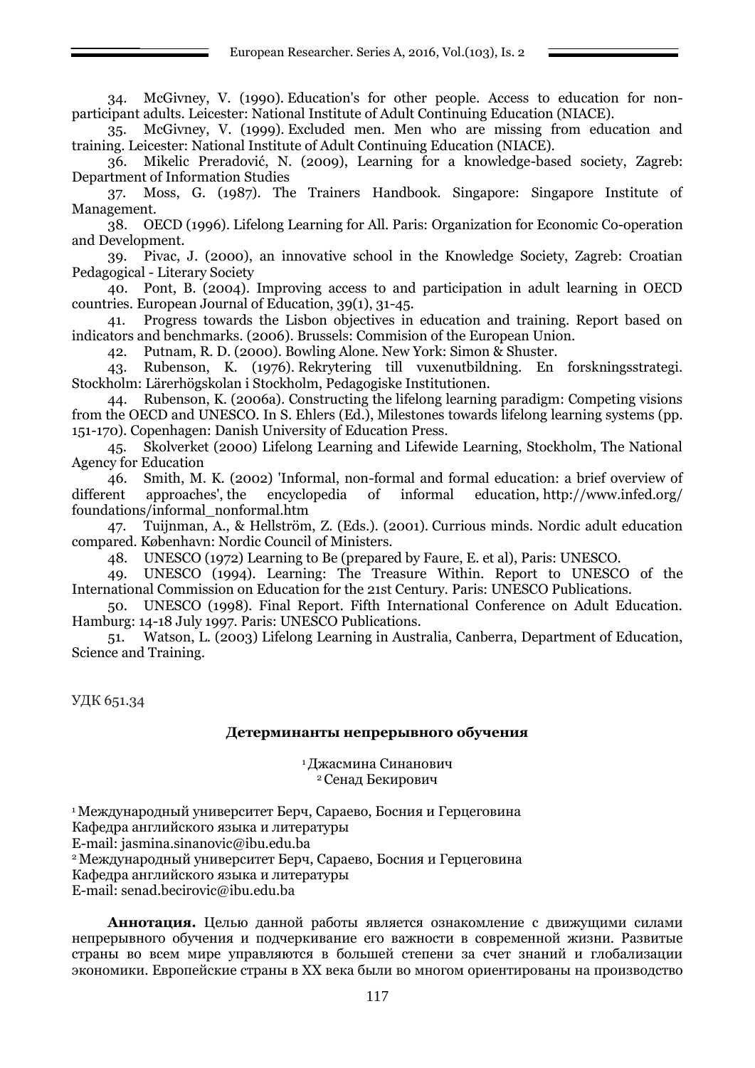34. McGivney, V. (1990). Education's for other people. Access to education for non-participant adults. Leicester: National Institute of Adult Continuing Education (NIACE).

35. McGivney, V. (1999). Excluded men. Men who are missing from education and training. Leicester: National Institute of Adult Continuing Education (NIACE).

36. Mikelic Preradović, N. (2009), Learning for a knowledge-based society, Zagreb: Department of Information Studies

37. Moss, G. (1987). The Trainers Handbook. Singapore: Singapore Institute of Management.

38. OECD (1996). Lifelong Learning for All. Paris: Organization for Economic Co-operation and Development.

39. Pivac, J. (2000), an innovative school in the Knowledge Society, Zagreb: Croatian Pedagogical - Literary Society

40. Pont, B. (2004). Improving access to and participation in adult learning in OECD countries. European Journal of Education, 39(1), 31-45.

41. Progress towards the Lisbon objectives in education and training. Report based on indicators and benchmarks. (2006). Brussels: Commision of the European Union.

42. Putnam, R. D. (2000). Bowling Alone. New York: Simon & Shuster.

43. Rubenson, K. (1976). Rekrytering till vuxenutbildning. En forskningsstrategi. Stockholm: Lärerhögskolan i Stockholm, Pedagogiske Institutionen.

44. Rubenson, K. (2006a). Constructing the lifelong learning paradigm: Competing visions from the OECD and UNESCO. In S. Ehlers (Ed.), Milestones towards lifelong learning systems (pp. 151-170). Copenhagen: Danish University of Education Press.

45. Skolverket (2000) Lifelong Learning and Lifewide Learning, Stockholm, The National Agency for Education

46. Smith, M. K. (2002) 'Informal, non-formal and formal education: a brief overview of different approaches', the encyclopedia of informal education, http://www.infed.org/foundations/informal_nonformal.htm

47. Tuijnman, A., & Hellström, Z. (Eds.). (2001). Currious minds. Nordic adult education compared. København: Nordic Council of Ministers.

48. UNESCO (1972) Learning to Be (prepared by Faure, E. et al), Paris: UNESCO.

49. UNESCO (1994). Learning: The Treasure Within. Report to UNESCO of the International Commission on Education for the 21st Century. Paris: UNESCO Publications.

50. UNESCO (1998). Final Report. Fifth International Conference on Adult Education. Hamburg: 14-18 July 1997. Paris: UNESCO Publications.

51. Watson, L. (2003) Lifelong Learning in Australia, Canberra, Department of Education, Science and Training.

УДК 651.34

## Детерминанты непрерывного обучения

[1] Джасмина Синанович
[2] Сенад Бекирович

[1] Международный университет Берч, Сараево, Босния и Герцеговина
Кафедра английского языка и литературы
E-mail: jasmina.sinanovic@ibu.edu.ba
[2] Международный университет Берч, Сараево, Босния и Герцеговина
Кафедра английского языка и литературы
E-mail: senad.becirovic@ibu.edu.ba

**Аннотация.** Целью данной работы является ознакомление с движущими силами непрерывного обучения и подчеркивание его важности в современной жизни. Развитые страны во всем мире управляются в большей степени за счет знаний и глобализации экономики. Европейские страны в XX века были во многом ориентированы на производство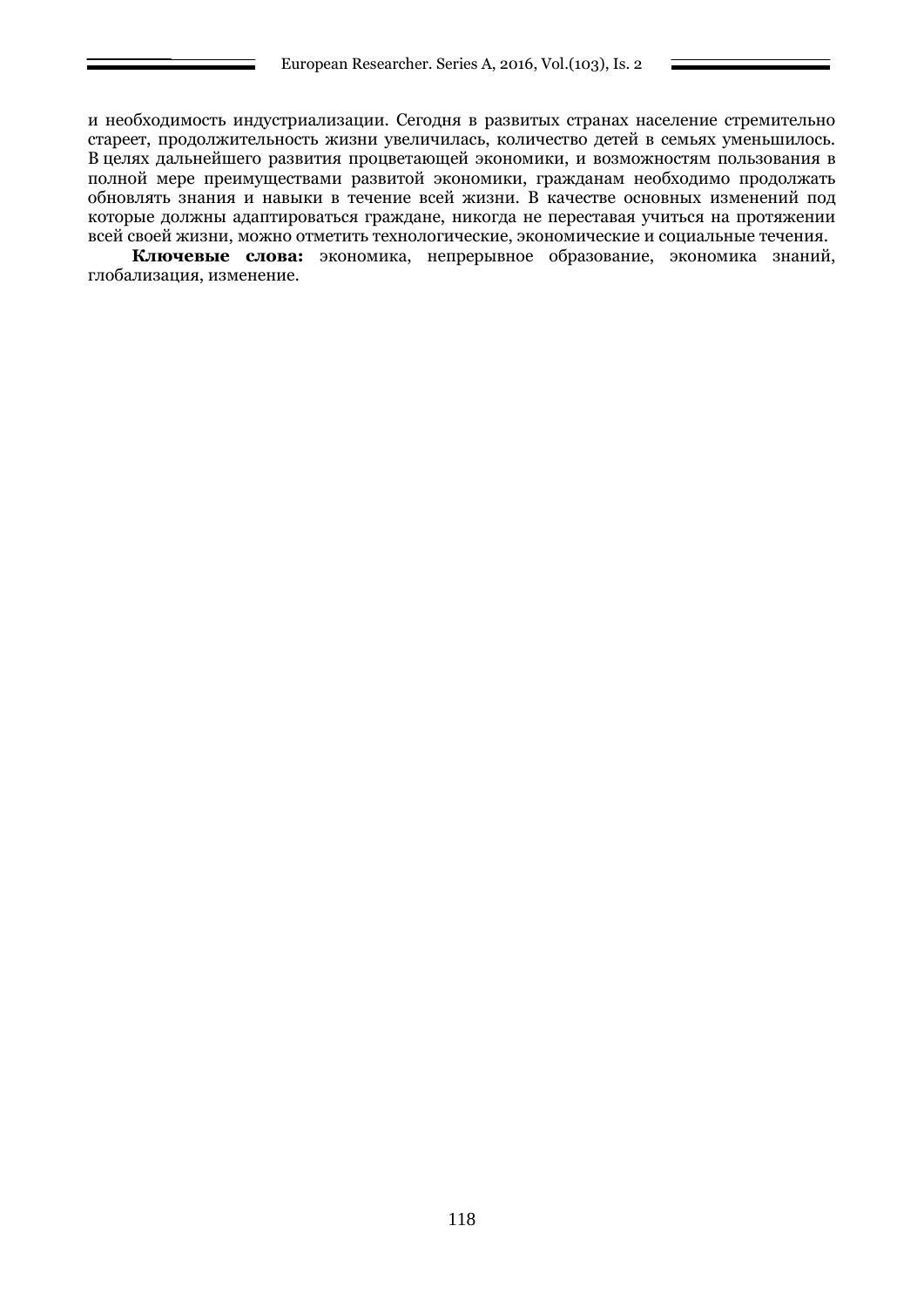и необходимость индустриализации. Сегодня в развитых странах население стремительно стареет, продолжительность жизни увеличилась, количество детей в семьях уменьшилось. В целях дальнейшего развития процветающей экономики, и возможностям пользования в полной мере преимуществами развитой экономики, гражданам необходимо продолжать обновлять знания и навыки в течение всей жизни. В качестве основных изменений под которые должны адаптироваться граждане, никогда не переставая учиться на протяжении всей своей жизни, можно отметить технологические, экономические и социальные течения.

**Ключевые слова:** экономика, непрерывное образование, экономика знаний, глобализация, изменение.